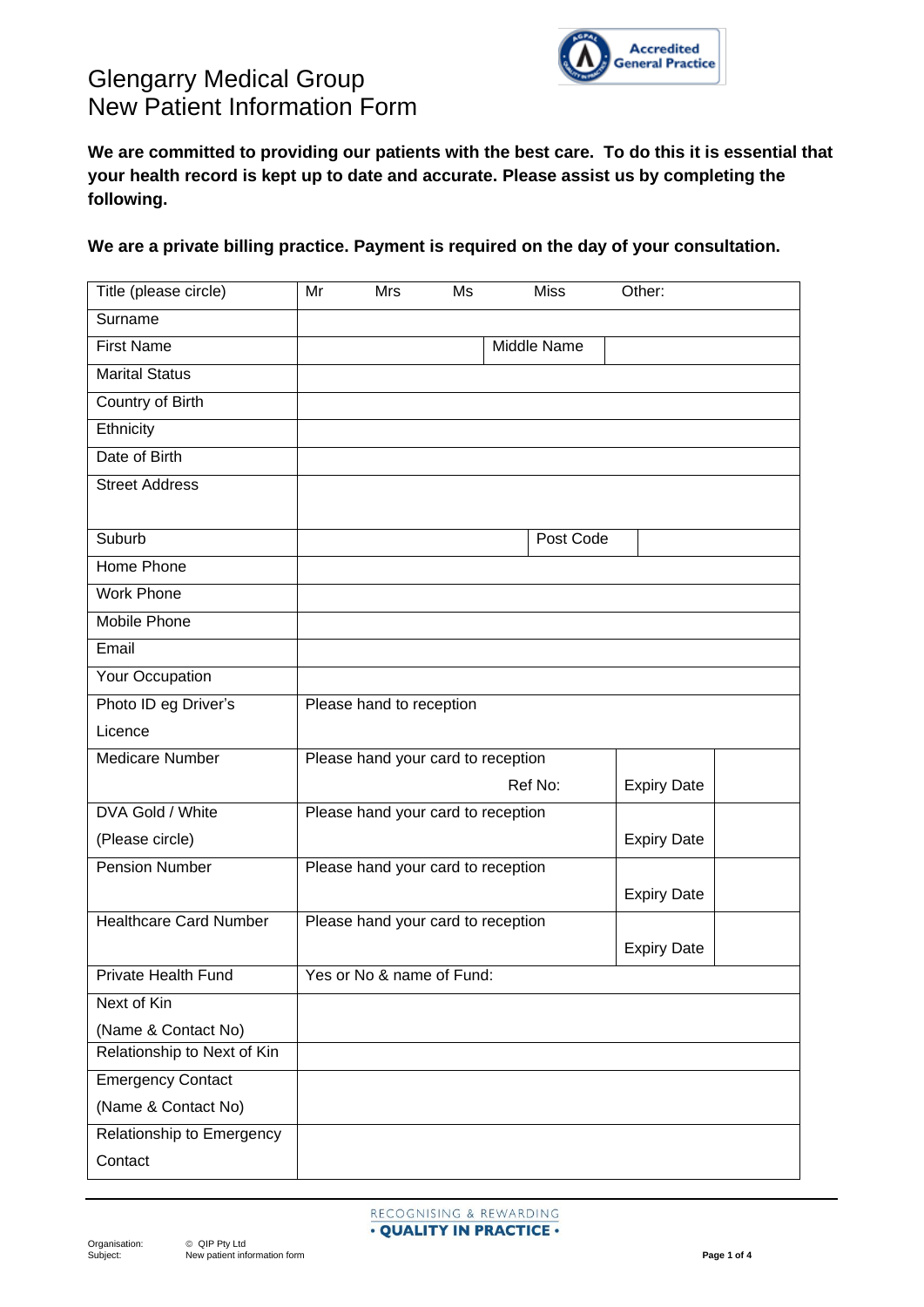# Glengarry Medical Group
## New Patient Information Form

**We are committed to providing our patients with the best care. To do this it is essential that your health record is kept up to date and accurate. Please assist us by completing the following.**

**We are a private billing practice. Payment is required on the day of your consultation.**

| Title (please circle) | Mr | Mrs | Ms | Miss | Other: |
|---|---|---|---|---|---|
| Surname | | | | | |
| First Name | | | Middle Name | | |
| Marital Status | | | | | |
| Country of Birth | | | | | |
| Ethnicity | | | | | |
| Date of Birth | | | | | |
| Street Address | | | | | |
| Suburb | | | Post Code | | |
| Home Phone | | | | | |
| Work Phone | | | | | |
| Mobile Phone | | | | | |
| Email | | | | | |
| Your Occupation | | | | | |
| Photo ID eg Driver's Licence | Please hand to reception | | | | |
| Medicare Number | Please hand your card to reception Ref No: | | | Expiry Date | |
| DVA Gold / White (Please circle) | Please hand your card to reception | | | Expiry Date | |
| Pension Number | Please hand your card to reception | | | Expiry Date | |
| Healthcare Card Number | Please hand your card to reception | | | Expiry Date | |
| Private Health Fund | Yes or No & name of Fund: | | | | |
| Next of Kin (Name & Contact No) | | | | | |
| Relationship to Next of Kin | | | | | |
| Emergency Contact (Name & Contact No) | | | | | |
| Relationship to Emergency Contact | | | | | |

Organisation: © QIP Pty Ltd
Subject: New patient information form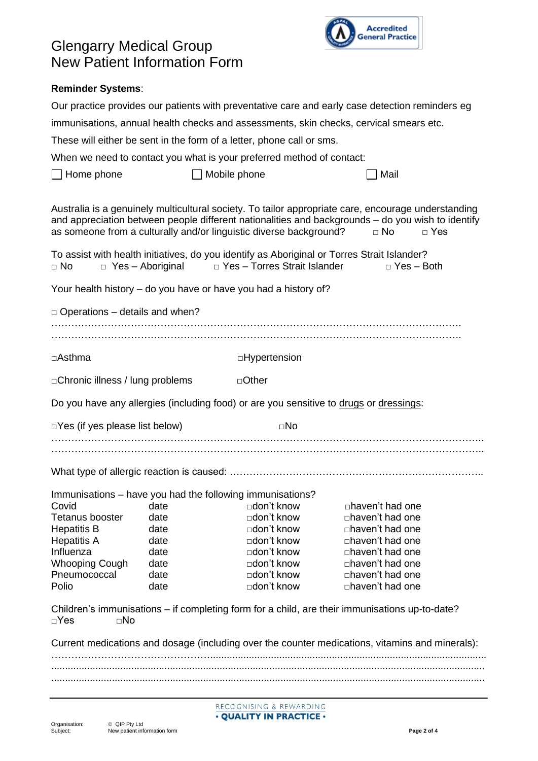# Glengarry Medical Group
# New Patient Information Form

**Reminder Systems**:

Our practice provides our patients with preventative care and early case detection reminders eg immunisations, annual health checks and assessments, skin checks, cervical smears etc.

These will either be sent in the form of a letter, phone call or sms.

When we need to contact you what is your preferred method of contact:

☐ Home phone ☐ Mobile phone ☐ Mail

Australia is a genuinely multicultural society. To tailor appropriate care, encourage understanding and appreciation between people different nationalities and backgrounds – do you wish to identify as someone from a culturally and/or linguistic diverse background? □ No □ Yes

To assist with health initiatives, do you identify as Aboriginal or Torres Strait Islander?
□ No □ Yes – Aboriginal □ Yes – Torres Strait Islander □ Yes – Both

Your health history – do you have or have you had a history of?

□ Operations – details and when?

…………………………………………………………………………………………………………
…………………………………………………………………………………………………………

□Asthma □Hypertension

□Chronic illness / lung problems □Other

Do you have any allergies (including food) or are you sensitive to drugs or dressings:

□Yes (if yes please list below) □No

…………………………………………………………………………………………………………..
…………………………………………………………………………………………………………..

What type of allergic reaction is caused: …………………………………………………………………..

Immunisations – have you had the following immunisations?

| | | | |
|---|---|---|---|
| Covid | date | □don't know | □haven't had one |
| Tetanus booster | date | □don't know | □haven't had one |
| Hepatitis B | date | □don't know | □haven't had one |
| Hepatitis A | date | □don't know | □haven't had one |
| Influenza | date | □don't know | □haven't had one |
| Whooping Cough | date | □don't know | □haven't had one |
| Pneumococcal | date | □don't know | □haven't had one |
| Polio | date | □don't know | □haven't had one |

Children's immunisations – if completing form for a child, are their immunisations up-to-date?
□Yes □No

Current medications and dosage (including over the counter medications, vitamins and minerals):

……………………………………………………………………………………………………………
……………………………………………………………………………………………………………
……………………………………………………………………………………………………………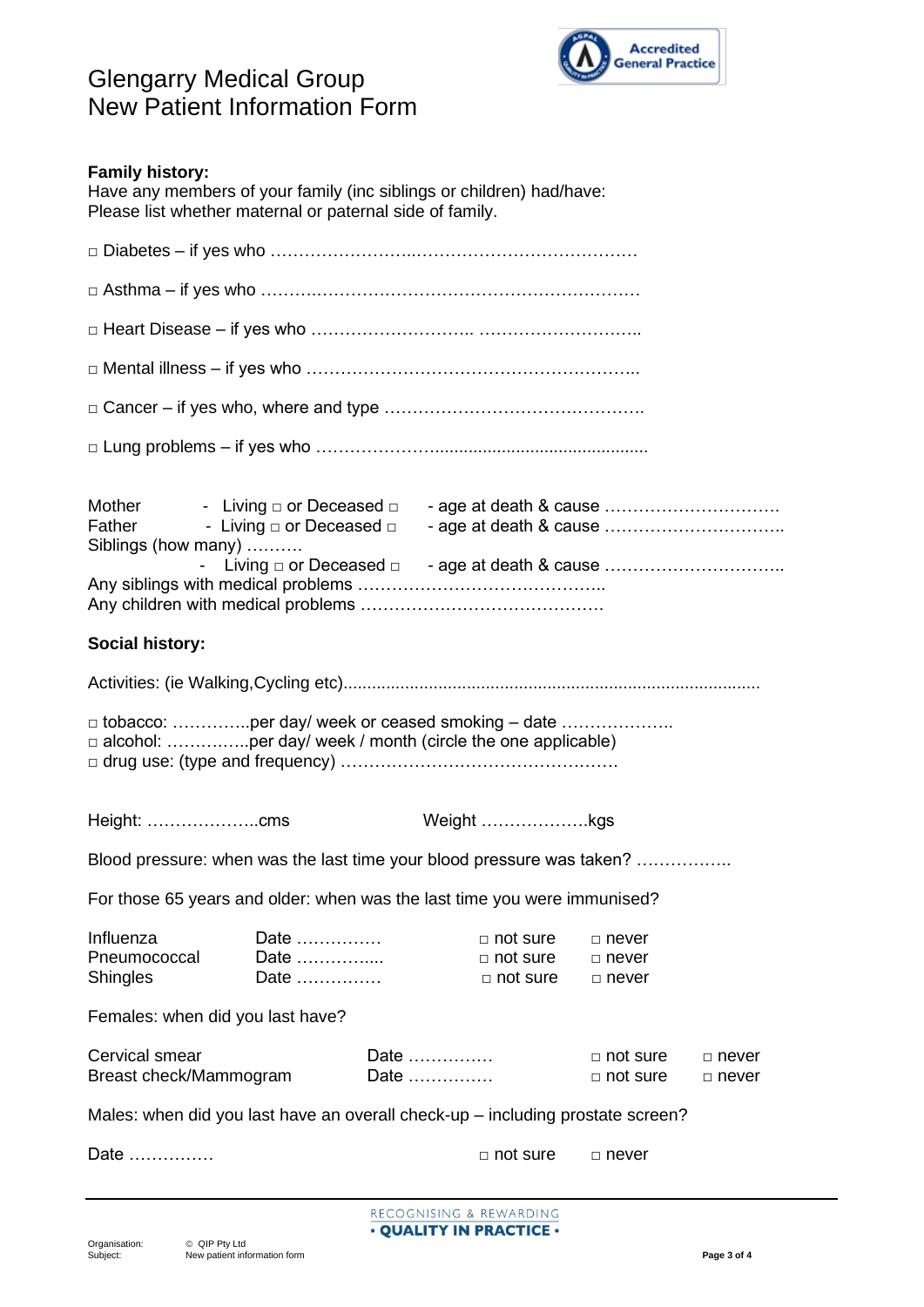# Glengarry Medical Group
# New Patient Information Form

**Family history:**
Have any members of your family (inc siblings or children) had/have:
Please list whether maternal or paternal side of family.

□ Diabetes – if yes who ……………………..…………………………………

□ Asthma – if yes who ……….……………………………………………….

□ Heart Disease – if yes who ……………………….. ………………………..

□ Mental illness – if yes who …………………………………………………..

□ Cancer – if yes who, where and type ……………………………………….

□ Lung problems – if yes who ……………………...........................................

Mother - Living □ or Deceased □ - age at death & cause ………………………….
Father - Living □ or Deceased □ - age at death & cause …………………………..
Siblings (how many) ……….
- Living □ or Deceased □ - age at death & cause …………………………..
Any siblings with medical problems ……………………………………..
Any children with medical problems …………………………………….

**Social history:**

Activities: (ie Walking,Cycling etc).......................................................................................

□ tobacco: …………..per day/ week or ceased smoking – date ………………..
□ alcohol: ……………per day/ week / month (circle the one applicable)
□ drug use: (type and frequency) ………………………………………….

Height: ………………..cms Weight ……………….kgs

Blood pressure: when was the last time your blood pressure was taken? ……………..

For those 65 years and older: when was the last time you were immunised?

| | | | |
|---|---|---|---|
| Influenza | Date …………… | □ not sure | □ never |
| Pneumococcal | Date …………..... | □ not sure | □ never |
| Shingles | Date …………… | □ not sure | □ never |

Females: when did you last have?

| | | | |
|---|---|---|---|
| Cervical smear | Date …………… | □ not sure | □ never |
| Breast check/Mammogram | Date …………… | □ not sure | □ never |

Males: when did you last have an overall check-up – including prostate screen?

Date …………… □ not sure □ never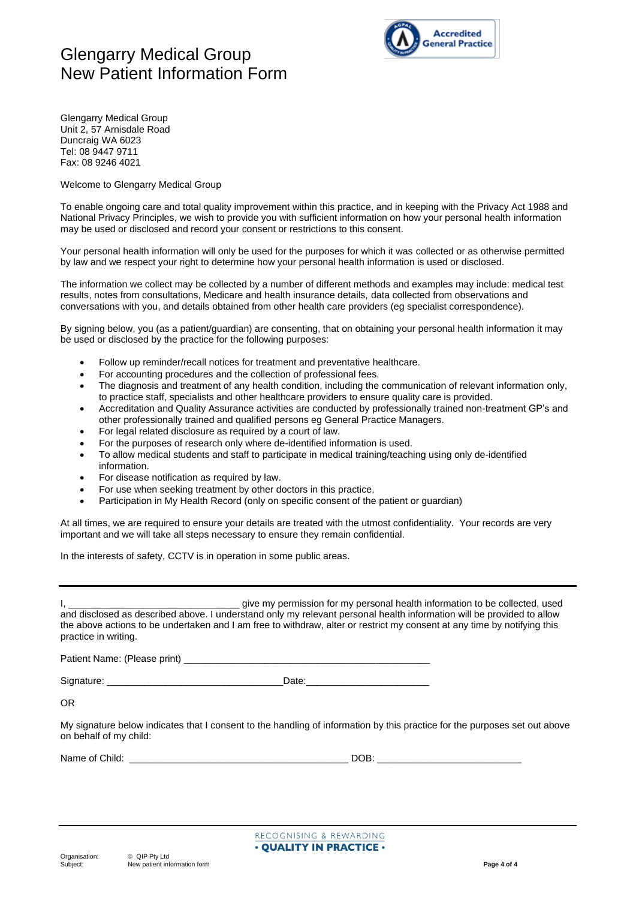# Glengarry Medical Group
# New Patient Information Form

Glengarry Medical Group
Unit 2, 57 Arnisdale Road
Duncraig WA 6023
Tel: 08 9447 9711
Fax: 08 9246 4021

Welcome to Glengarry Medical Group

To enable ongoing care and total quality improvement within this practice, and in keeping with the Privacy Act 1988 and National Privacy Principles, we wish to provide you with sufficient information on how your personal health information may be used or disclosed and record your consent or restrictions to this consent.

Your personal health information will only be used for the purposes for which it was collected or as otherwise permitted by law and we respect your right to determine how your personal health information is used or disclosed.

The information we collect may be collected by a number of different methods and examples may include: medical test results, notes from consultations, Medicare and health insurance details, data collected from observations and conversations with you, and details obtained from other health care providers (eg specialist correspondence).

By signing below, you (as a patient/guardian) are consenting, that on obtaining your personal health information it may be used or disclosed by the practice for the following purposes:

- Follow up reminder/recall notices for treatment and preventative healthcare.
- For accounting procedures and the collection of professional fees.
- The diagnosis and treatment of any health condition, including the communication of relevant information only, to practice staff, specialists and other healthcare providers to ensure quality care is provided.
- Accreditation and Quality Assurance activities are conducted by professionally trained non-treatment GP's and other professionally trained and qualified persons eg General Practice Managers.
- For legal related disclosure as required by a court of law.
- For the purposes of research only where de-identified information is used.
- To allow medical students and staff to participate in medical training/teaching using only de-identified information.
- For disease notification as required by law.
- For use when seeking treatment by other doctors in this practice.
- Participation in My Health Record (only on specific consent of the patient or guardian)

At all times, we are required to ensure your details are treated with the utmost confidentiality. Your records are very important and we will take all steps necessary to ensure they remain confidential.

In the interests of safety, CCTV is in operation in some public areas.

---

I, ________________________________ give my permission for my personal health information to be collected, used and disclosed as described above. I understand only my relevant personal health information will be provided to allow the above actions to be undertaken and I am free to withdraw, alter or restrict my consent at any time by notifying this practice in writing.

Patient Name: (Please print) ______________________________________________

Signature: ________________________________Date:______________________

OR

My signature below indicates that I consent to the handling of information by this practice for the purposes set out above on behalf of my child:

Name of Child: _______________________________________ DOB: __________________________